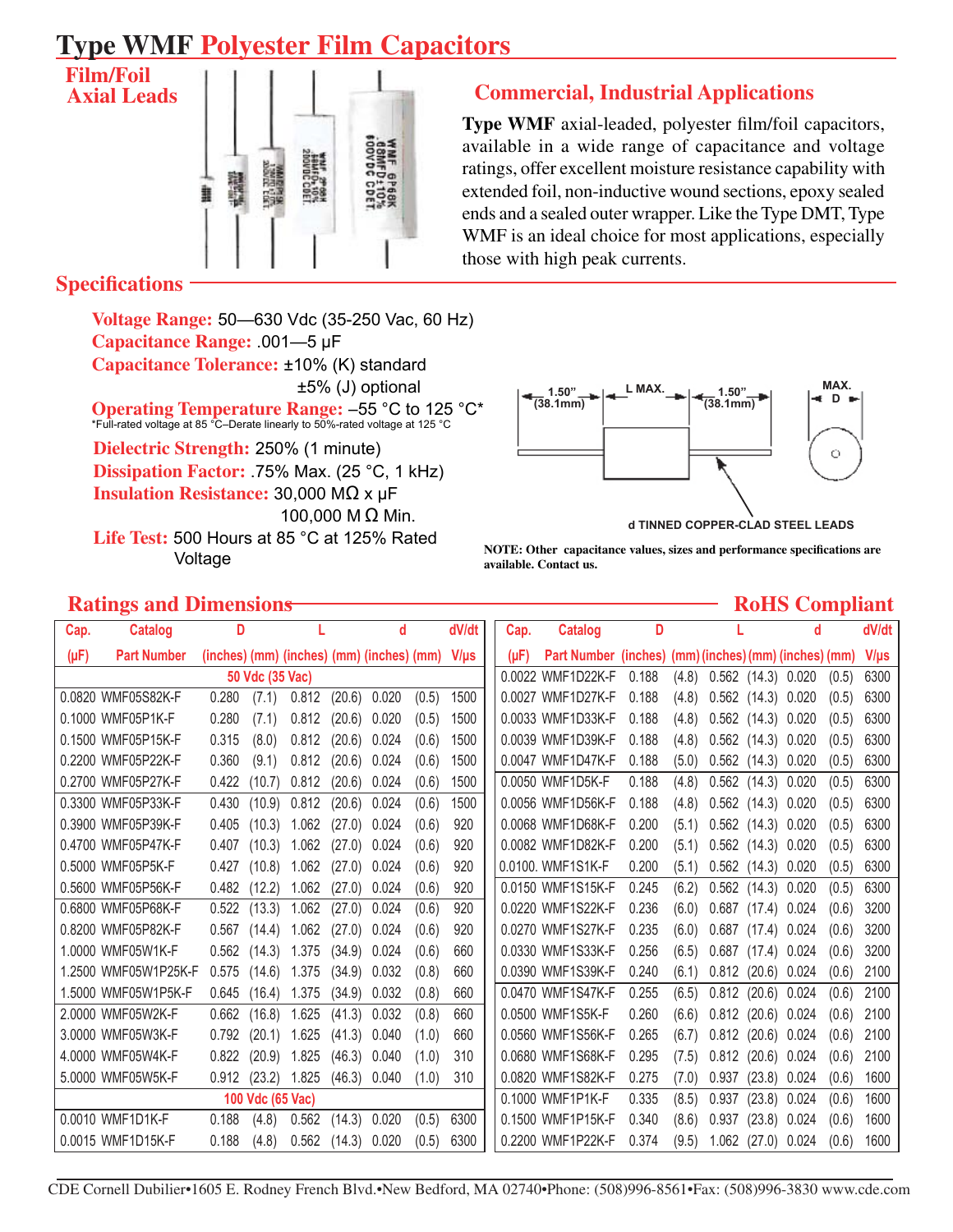# Type WMF Polyester Film Capacitors

## Film/Foil Axial Leads

## Commercial, Industrial Applications

**Type WMF** axial-leaded, polyester film/foil capacitors, available in a wide range of capacitance and voltage ratings, offer excellent moisture resistance capability with extended foil, non-inductive wound sections, epoxy sealed ends and a sealed outer wrapper. Like the Type DMT, Type WMF is an ideal choice for most applications, especially those with high peak currents.

## Specifications

**Voltage Range:** 50—630 Vdc (35-250 Vac, 60 Hz)
**Capacitance Range:** .001—5 µF
**Capacitance Tolerance:** ±10% (K) standard
±5% (J) optional
**Operating Temperature Range:** –55 °C to 125 °C*
*Full-rated voltage at 85 °C–Derate linearly to 50%-rated voltage at 125 °C

**Dielectric Strength:** 250% (1 minute)
**Dissipation Factor:** .75% Max. (25 °C, 1 kHz)
**Insulation Resistance:** 30,000 MΩ x µF
100,000 M Ω Min.
**Life Test:** 500 Hours at 85 °C at 125% Rated Voltage

1.50" (38.1mm)
L MAX.
1.50" (38.1mm)
MAX. D
d TINNED COPPER-CLAD STEEL LEADS

**NOTE: Other capacitance values, sizes and performance specifications are available. Contact us.**

## Ratings and Dimensions

**RoHS Compliant**

| Cap. (µF) | Catalog Part Number | D (inches) | D (mm) | L (inches) | L (mm) | d (inches) | d (mm) | dV/dt V/µs |
|---|---|---|---|---|---|---|---|---|
| **50 Vdc (35 Vac)** | | | | | | | | |
| 0.0820 | WMF05S82K-F | 0.280 | (7.1) | 0.812 | (20.6) | 0.020 | (0.5) | 1500 |
| 0.1000 | WMF05P1K-F | 0.280 | (7.1) | 0.812 | (20.6) | 0.020 | (0.5) | 1500 |
| 0.1500 | WMF05P15K-F | 0.315 | (8.0) | 0.812 | (20.6) | 0.024 | (0.6) | 1500 |
| 0.2200 | WMF05P22K-F | 0.360 | (9.1) | 0.812 | (20.6) | 0.024 | (0.6) | 1500 |
| 0.2700 | WMF05P27K-F | 0.422 | (10.7) | 0.812 | (20.6) | 0.024 | (0.6) | 1500 |
| 0.3300 | WMF05P33K-F | 0.430 | (10.9) | 0.812 | (20.6) | 0.024 | (0.6) | 1500 |
| 0.3900 | WMF05P39K-F | 0.405 | (10.3) | 1.062 | (27.0) | 0.024 | (0.6) | 920 |
| 0.4700 | WMF05P47K-F | 0.407 | (10.3) | 1.062 | (27.0) | 0.024 | (0.6) | 920 |
| 0.5000 | WMF05P5K-F | 0.427 | (10.8) | 1.062 | (27.0) | 0.024 | (0.6) | 920 |
| 0.5600 | WMF05P56K-F | 0.482 | (12.2) | 1.062 | (27.0) | 0.024 | (0.6) | 920 |
| 0.6800 | WMF05P68K-F | 0.522 | (13.3) | 1.062 | (27.0) | 0.024 | (0.6) | 920 |
| 0.8200 | WMF05P82K-F | 0.567 | (14.4) | 1.062 | (27.0) | 0.024 | (0.6) | 920 |
| 1.0000 | WMF05W1K-F | 0.562 | (14.3) | 1.375 | (34.9) | 0.024 | (0.6) | 660 |
| 1.2500 | WMF05W1P25K-F | 0.575 | (14.6) | 1.375 | (34.9) | 0.032 | (0.8) | 660 |
| 1.5000 | WMF05W1P5K-F | 0.645 | (16.4) | 1.375 | (34.9) | 0.032 | (0.8) | 660 |
| 2.0000 | WMF05W2K-F | 0.662 | (16.8) | 1.625 | (41.3) | 0.032 | (0.8) | 660 |
| 3.0000 | WMF05W3K-F | 0.792 | (20.1) | 1.625 | (41.3) | 0.040 | (1.0) | 660 |
| 4.0000 | WMF05W4K-F | 0.822 | (20.9) | 1.825 | (46.3) | 0.040 | (1.0) | 310 |
| 5.0000 | WMF05W5K-F | 0.912 | (23.2) | 1.825 | (46.3) | 0.040 | (1.0) | 310 |
| **100 Vdc (65 Vac)** | | | | | | | | |
| 0.0010 | WMF1D1K-F | 0.188 | (4.8) | 0.562 | (14.3) | 0.020 | (0.5) | 6300 |
| 0.0015 | WMF1D15K-F | 0.188 | (4.8) | 0.562 | (14.3) | 0.020 | (0.5) | 6300 |
| 0.0022 | WMF1D22K-F | 0.188 | (4.8) | 0.562 | (14.3) | 0.020 | (0.5) | 6300 |
| 0.0027 | WMF1D27K-F | 0.188 | (4.8) | 0.562 | (14.3) | 0.020 | (0.5) | 6300 |
| 0.0033 | WMF1D33K-F | 0.188 | (4.8) | 0.562 | (14.3) | 0.020 | (0.5) | 6300 |
| 0.0039 | WMF1D39K-F | 0.188 | (4.8) | 0.562 | (14.3) | 0.020 | (0.5) | 6300 |
| 0.0047 | WMF1D47K-F | 0.188 | (5.0) | 0.562 | (14.3) | 0.020 | (0.5) | 6300 |
| 0.0050 | WMF1D5K-F | 0.188 | (4.8) | 0.562 | (14.3) | 0.020 | (0.5) | 6300 |
| 0.0056 | WMF1D56K-F | 0.188 | (4.8) | 0.562 | (14.3) | 0.020 | (0.5) | 6300 |
| 0.0068 | WMF1D68K-F | 0.200 | (5.1) | 0.562 | (14.3) | 0.020 | (0.5) | 6300 |
| 0.0082 | WMF1D82K-F | 0.200 | (5.1) | 0.562 | (14.3) | 0.020 | (0.5) | 6300 |
| 0.0100. | WMF1S1K-F | 0.200 | (5.1) | 0.562 | (14.3) | 0.020 | (0.5) | 6300 |
| 0.0150 | WMF1S15K-F | 0.245 | (6.2) | 0.562 | (14.3) | 0.020 | (0.5) | 6300 |
| 0.0220 | WMF1S22K-F | 0.236 | (6.0) | 0.687 | (17.4) | 0.024 | (0.6) | 3200 |
| 0.0270 | WMF1S27K-F | 0.235 | (6.0) | 0.687 | (17.4) | 0.024 | (0.6) | 3200 |
| 0.0330 | WMF1S33K-F | 0.256 | (6.5) | 0.687 | (17.4) | 0.024 | (0.6) | 3200 |
| 0.0390 | WMF1S39K-F | 0.240 | (6.1) | 0.812 | (20.6) | 0.024 | (0.6) | 2100 |
| 0.0470 | WMF1S47K-F | 0.255 | (6.5) | 0.812 | (20.6) | 0.024 | (0.6) | 2100 |
| 0.0500 | WMF1S5K-F | 0.260 | (6.6) | 0.812 | (20.6) | 0.024 | (0.6) | 2100 |
| 0.0560 | WMF1S56K-F | 0.265 | (6.7) | 0.812 | (20.6) | 0.024 | (0.6) | 2100 |
| 0.0680 | WMF1S68K-F | 0.295 | (7.5) | 0.812 | (20.6) | 0.024 | (0.6) | 2100 |
| 0.0820 | WMF1S82K-F | 0.275 | (7.0) | 0.937 | (23.8) | 0.024 | (0.6) | 1600 |
| 0.1000 | WMF1P1K-F | 0.335 | (8.5) | 0.937 | (23.8) | 0.024 | (0.6) | 1600 |
| 0.1500 | WMF1P15K-F | 0.340 | (8.6) | 0.937 | (23.8) | 0.024 | (0.6) | 1600 |
| 0.2200 | WMF1P22K-F | 0.374 | (9.5) | 1.062 | (27.0) | 0.024 | (0.6) | 1600 |

CDE Cornell Dubilier•1605 E. Rodney French Blvd.•New Bedford, MA 02740•Phone: (508)996-8561•Fax: (508)996-3830 www.cde.com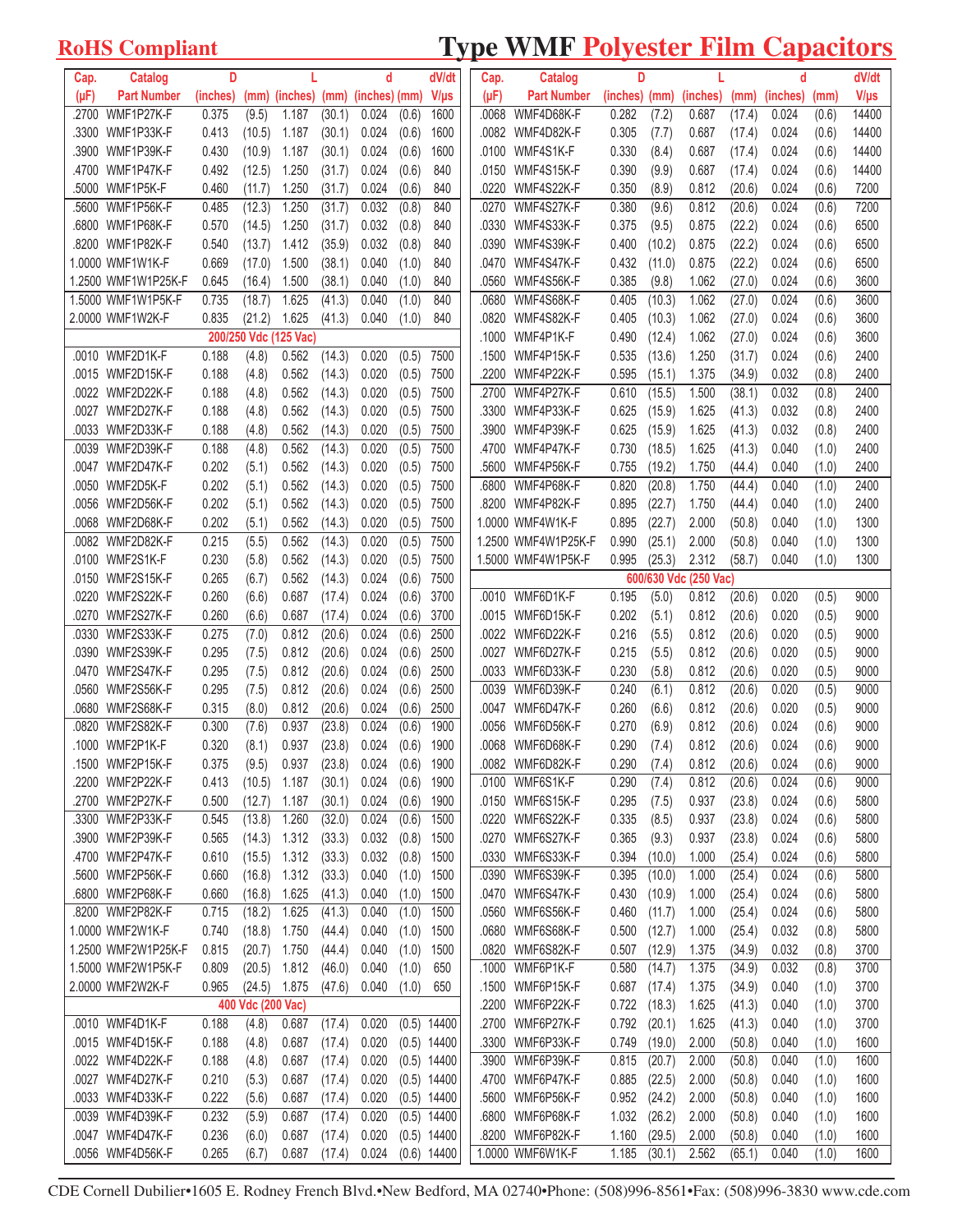**RoHS Compliant** **Type WMF Polyester Film Capacitors**

| Cap. (µF) | Catalog Part Number | D (inches) | D (mm) | L (inches) | L (mm) | d (inches) | d (mm) | dV/dt V/µs |
|---|---|---|---|---|---|---|---|---|
| .2700 | WMF1P27K-F | 0.375 | (9.5) | 1.187 | (30.1) | 0.024 | (0.6) | 1600 |
| .3300 | WMF1P33K-F | 0.413 | (10.5) | 1.187 | (30.1) | 0.024 | (0.6) | 1600 |
| .3900 | WMF1P39K-F | 0.430 | (10.9) | 1.187 | (30.1) | 0.024 | (0.6) | 1600 |
| .4700 | WMF1P47K-F | 0.492 | (12.5) | 1.250 | (31.7) | 0.024 | (0.6) | 840 |
| .5000 | WMF1P5K-F | 0.460 | (11.7) | 1.250 | (31.7) | 0.024 | (0.6) | 840 |
| .5600 | WMF1P56K-F | 0.485 | (12.3) | 1.250 | (31.7) | 0.032 | (0.8) | 840 |
| .6800 | WMF1P68K-F | 0.570 | (14.5) | 1.250 | (31.7) | 0.032 | (0.8) | 840 |
| .8200 | WMF1P82K-F | 0.540 | (13.7) | 1.412 | (35.9) | 0.032 | (0.8) | 840 |
| 1.0000 | WMF1W1K-F | 0.669 | (17.0) | 1.500 | (38.1) | 0.040 | (1.0) | 840 |
| 1.2500 | WMF1W1P25K-F | 0.645 | (16.4) | 1.500 | (38.1) | 0.040 | (1.0) | 840 |
| 1.5000 | WMF1W1P5K-F | 0.735 | (18.7) | 1.625 | (41.3) | 0.040 | (1.0) | 840 |
| 2.0000 | WMF1W2K-F | 0.835 | (21.2) | 1.625 | (41.3) | 0.040 | (1.0) | 840 |
| **200/250 Vdc (125 Vac)** | | | | | | | | |
| .0010 | WMF2D1K-F | 0.188 | (4.8) | 0.562 | (14.3) | 0.020 | (0.5) | 7500 |
| .0015 | WMF2D15K-F | 0.188 | (4.8) | 0.562 | (14.3) | 0.020 | (0.5) | 7500 |
| .0022 | WMF2D22K-F | 0.188 | (4.8) | 0.562 | (14.3) | 0.020 | (0.5) | 7500 |
| .0027 | WMF2D27K-F | 0.188 | (4.8) | 0.562 | (14.3) | 0.020 | (0.5) | 7500 |
| .0033 | WMF2D33K-F | 0.188 | (4.8) | 0.562 | (14.3) | 0.020 | (0.5) | 7500 |
| .0039 | WMF2D39K-F | 0.188 | (4.8) | 0.562 | (14.3) | 0.020 | (0.5) | 7500 |
| .0047 | WMF2D47K-F | 0.202 | (5.1) | 0.562 | (14.3) | 0.020 | (0.5) | 7500 |
| .0050 | WMF2D5K-F | 0.202 | (5.1) | 0.562 | (14.3) | 0.020 | (0.5) | 7500 |
| .0056 | WMF2D56K-F | 0.202 | (5.1) | 0.562 | (14.3) | 0.020 | (0.5) | 7500 |
| .0068 | WMF2D68K-F | 0.202 | (5.1) | 0.562 | (14.3) | 0.020 | (0.5) | 7500 |
| .0082 | WMF2D82K-F | 0.215 | (5.5) | 0.562 | (14.3) | 0.020 | (0.5) | 7500 |
| .0100 | WMF2S1K-F | 0.230 | (5.8) | 0.562 | (14.3) | 0.020 | (0.5) | 7500 |
| .0150 | WMF2S15K-F | 0.265 | (6.7) | 0.562 | (14.3) | 0.024 | (0.6) | 7500 |
| .0220 | WMF2S22K-F | 0.260 | (6.6) | 0.687 | (17.4) | 0.024 | (0.6) | 3700 |
| .0270 | WMF2S27K-F | 0.260 | (6.6) | 0.687 | (17.4) | 0.024 | (0.6) | 3700 |
| .0330 | WMF2S33K-F | 0.275 | (7.0) | 0.812 | (20.6) | 0.024 | (0.6) | 2500 |
| .0390 | WMF2S39K-F | 0.295 | (7.5) | 0.812 | (20.6) | 0.024 | (0.6) | 2500 |
| .0470 | WMF2S47K-F | 0.295 | (7.5) | 0.812 | (20.6) | 0.024 | (0.6) | 2500 |
| .0560 | WMF2S56K-F | 0.295 | (7.5) | 0.812 | (20.6) | 0.024 | (0.6) | 2500 |
| .0680 | WMF2S68K-F | 0.315 | (8.0) | 0.812 | (20.6) | 0.024 | (0.6) | 2500 |
| .0820 | WMF2S82K-F | 0.300 | (7.6) | 0.937 | (23.8) | 0.024 | (0.6) | 1900 |
| .1000 | WMF2P1K-F | 0.320 | (8.1) | 0.937 | (23.8) | 0.024 | (0.6) | 1900 |
| .1500 | WMF2P15K-F | 0.375 | (9.5) | 0.937 | (23.8) | 0.024 | (0.6) | 1900 |
| .2200 | WMF2P22K-F | 0.413 | (10.5) | 1.187 | (30.1) | 0.024 | (0.6) | 1900 |
| .2700 | WMF2P27K-F | 0.500 | (12.7) | 1.187 | (30.1) | 0.024 | (0.6) | 1900 |
| .3300 | WMF2P33K-F | 0.545 | (13.8) | 1.260 | (32.0) | 0.024 | (0.6) | 1500 |
| .3900 | WMF2P39K-F | 0.565 | (14.3) | 1.312 | (33.3) | 0.032 | (0.8) | 1500 |
| .4700 | WMF2P47K-F | 0.610 | (15.5) | 1.312 | (33.3) | 0.032 | (0.8) | 1500 |
| .5600 | WMF2P56K-F | 0.660 | (16.8) | 1.312 | (33.3) | 0.040 | (1.0) | 1500 |
| .6800 | WMF2P68K-F | 0.660 | (16.8) | 1.625 | (41.3) | 0.040 | (1.0) | 1500 |
| .8200 | WMF2P82K-F | 0.715 | (18.2) | 1.625 | (41.3) | 0.040 | (1.0) | 1500 |
| 1.0000 | WMF2W1K-F | 0.740 | (18.8) | 1.750 | (44.4) | 0.040 | (1.0) | 1500 |
| 1.2500 | WMF2W1P25K-F | 0.815 | (20.7) | 1.750 | (44.4) | 0.040 | (1.0) | 1500 |
| 1.5000 | WMF2W1P5K-F | 0.809 | (20.5) | 1.812 | (46.0) | 0.040 | (1.0) | 650 |
| 2.0000 | WMF2W2K-F | 0.965 | (24.5) | 1.875 | (47.6) | 0.040 | (1.0) | 650 |
| **400 Vdc (200 Vac)** | | | | | | | | |
| .0010 | WMF4D1K-F | 0.188 | (4.8) | 0.687 | (17.4) | 0.020 | (0.5) | 14400 |
| .0015 | WMF4D15K-F | 0.188 | (4.8) | 0.687 | (17.4) | 0.020 | (0.5) | 14400 |
| .0022 | WMF4D22K-F | 0.188 | (4.8) | 0.687 | (17.4) | 0.020 | (0.5) | 14400 |
| .0027 | WMF4D27K-F | 0.210 | (5.3) | 0.687 | (17.4) | 0.020 | (0.5) | 14400 |
| .0033 | WMF4D33K-F | 0.222 | (5.6) | 0.687 | (17.4) | 0.020 | (0.5) | 14400 |
| .0039 | WMF4D39K-F | 0.232 | (5.9) | 0.687 | (17.4) | 0.020 | (0.5) | 14400 |
| .0047 | WMF4D47K-F | 0.236 | (6.0) | 0.687 | (17.4) | 0.020 | (0.5) | 14400 |
| .0056 | WMF4D56K-F | 0.265 | (6.7) | 0.687 | (17.4) | 0.024 | (0.6) | 14400 |
| .0068 | WMF4D68K-F | 0.282 | (7.2) | 0.687 | (17.4) | 0.024 | (0.6) | 14400 |
| .0082 | WMF4D82K-F | 0.305 | (7.7) | 0.687 | (17.4) | 0.024 | (0.6) | 14400 |
| .0100 | WMF4S1K-F | 0.330 | (8.4) | 0.687 | (17.4) | 0.024 | (0.6) | 14400 |
| .0150 | WMF4S15K-F | 0.390 | (9.9) | 0.687 | (17.4) | 0.024 | (0.6) | 14400 |
| .0220 | WMF4S22K-F | 0.350 | (8.9) | 0.812 | (20.6) | 0.024 | (0.6) | 7200 |
| .0270 | WMF4S27K-F | 0.380 | (9.6) | 0.812 | (20.6) | 0.024 | (0.6) | 7200 |
| .0330 | WMF4S33K-F | 0.375 | (9.5) | 0.875 | (22.2) | 0.024 | (0.6) | 6500 |
| .0390 | WMF4S39K-F | 0.400 | (10.2) | 0.875 | (22.2) | 0.024 | (0.6) | 6500 |
| .0470 | WMF4S47K-F | 0.432 | (11.0) | 0.875 | (22.2) | 0.024 | (0.6) | 6500 |
| .0560 | WMF4S56K-F | 0.385 | (9.8) | 1.062 | (27.0) | 0.024 | (0.6) | 3600 |
| .0680 | WMF4S68K-F | 0.405 | (10.3) | 1.062 | (27.0) | 0.024 | (0.6) | 3600 |
| .0820 | WMF4S82K-F | 0.405 | (10.3) | 1.062 | (27.0) | 0.024 | (0.6) | 3600 |
| .1000 | WMF4P1K-F | 0.490 | (12.4) | 1.062 | (27.0) | 0.024 | (0.6) | 3600 |
| .1500 | WMF4P15K-F | 0.535 | (13.6) | 1.250 | (31.7) | 0.024 | (0.6) | 2400 |
| .2200 | WMF4P22K-F | 0.595 | (15.1) | 1.375 | (34.9) | 0.032 | (0.8) | 2400 |
| .2700 | WMF4P27K-F | 0.610 | (15.5) | 1.500 | (38.1) | 0.032 | (0.8) | 2400 |
| .3300 | WMF4P33K-F | 0.625 | (15.9) | 1.625 | (41.3) | 0.032 | (0.8) | 2400 |
| .3900 | WMF4P39K-F | 0.625 | (15.9) | 1.625 | (41.3) | 0.032 | (0.8) | 2400 |
| .4700 | WMF4P47K-F | 0.730 | (18.5) | 1.625 | (41.3) | 0.040 | (1.0) | 2400 |
| .5600 | WMF4P56K-F | 0.755 | (19.2) | 1.750 | (44.4) | 0.040 | (1.0) | 2400 |
| .6800 | WMF4P68K-F | 0.820 | (20.8) | 1.750 | (44.4) | 0.040 | (1.0) | 2400 |
| .8200 | WMF4P82K-F | 0.895 | (22.7) | 1.750 | (44.4) | 0.040 | (1.0) | 2400 |
| 1.0000 | WMF4W1K-F | 0.895 | (22.7) | 2.000 | (50.8) | 0.040 | (1.0) | 1300 |
| 1.2500 | WMF4W1P25K-F | 0.990 | (25.1) | 2.000 | (50.8) | 0.040 | (1.0) | 1300 |
| 1.5000 | WMF4W1P5K-F | 0.995 | (25.3) | 2.312 | (58.7) | 0.040 | (1.0) | 1300 |
| **600/630 Vdc (250 Vac)** | | | | | | | | |
| .0010 | WMF6D1K-F | 0.195 | (5.0) | 0.812 | (20.6) | 0.020 | (0.5) | 9000 |
| .0015 | WMF6D15K-F | 0.202 | (5.1) | 0.812 | (20.6) | 0.020 | (0.5) | 9000 |
| .0022 | WMF6D22K-F | 0.216 | (5.5) | 0.812 | (20.6) | 0.020 | (0.5) | 9000 |
| .0027 | WMF6D27K-F | 0.215 | (5.5) | 0.812 | (20.6) | 0.020 | (0.5) | 9000 |
| .0033 | WMF6D33K-F | 0.230 | (5.8) | 0.812 | (20.6) | 0.020 | (0.5) | 9000 |
| .0039 | WMF6D39K-F | 0.240 | (6.1) | 0.812 | (20.6) | 0.020 | (0.5) | 9000 |
| .0047 | WMF6D47K-F | 0.260 | (6.6) | 0.812 | (20.6) | 0.020 | (0.5) | 9000 |
| .0056 | WMF6D56K-F | 0.270 | (6.9) | 0.812 | (20.6) | 0.024 | (0.6) | 9000 |
| .0068 | WMF6D68K-F | 0.290 | (7.4) | 0.812 | (20.6) | 0.024 | (0.6) | 9000 |
| .0082 | WMF6D82K-F | 0.290 | (7.4) | 0.812 | (20.6) | 0.024 | (0.6) | 9000 |
| .0100 | WMF6S1K-F | 0.290 | (7.4) | 0.812 | (20.6) | 0.024 | (0.6) | 9000 |
| .0150 | WMF6S15K-F | 0.295 | (7.5) | 0.937 | (23.8) | 0.024 | (0.6) | 5800 |
| .0220 | WMF6S22K-F | 0.335 | (8.5) | 0.937 | (23.8) | 0.024 | (0.6) | 5800 |
| .0270 | WMF6S27K-F | 0.365 | (9.3) | 0.937 | (23.8) | 0.024 | (0.6) | 5800 |
| .0330 | WMF6S33K-F | 0.394 | (10.0) | 1.000 | (25.4) | 0.024 | (0.6) | 5800 |
| .0390 | WMF6S39K-F | 0.395 | (10.0) | 1.000 | (25.4) | 0.024 | (0.6) | 5800 |
| .0470 | WMF6S47K-F | 0.430 | (10.9) | 1.000 | (25.4) | 0.024 | (0.6) | 5800 |
| .0560 | WMF6S56K-F | 0.460 | (11.7) | 1.000 | (25.4) | 0.024 | (0.6) | 5800 |
| .0680 | WMF6S68K-F | 0.500 | (12.7) | 1.000 | (25.4) | 0.032 | (0.8) | 5800 |
| .0820 | WMF6S82K-F | 0.507 | (12.9) | 1.375 | (34.9) | 0.032 | (0.8) | 3700 |
| .1000 | WMF6P1K-F | 0.580 | (14.7) | 1.375 | (34.9) | 0.032 | (0.8) | 3700 |
| .1500 | WMF6P15K-F | 0.687 | (17.4) | 1.375 | (34.9) | 0.040 | (1.0) | 3700 |
| .2200 | WMF6P22K-F | 0.722 | (18.3) | 1.625 | (41.3) | 0.040 | (1.0) | 3700 |
| .2700 | WMF6P27K-F | 0.792 | (20.1) | 1.625 | (41.3) | 0.040 | (1.0) | 3700 |
| .3300 | WMF6P33K-F | 0.749 | (19.0) | 2.000 | (50.8) | 0.040 | (1.0) | 1600 |
| .3900 | WMF6P39K-F | 0.815 | (20.7) | 2.000 | (50.8) | 0.040 | (1.0) | 1600 |
| .4700 | WMF6P47K-F | 0.885 | (22.5) | 2.000 | (50.8) | 0.040 | (1.0) | 1600 |
| .5600 | WMF6P56K-F | 0.952 | (24.2) | 2.000 | (50.8) | 0.040 | (1.0) | 1600 |
| .6800 | WMF6P68K-F | 1.032 | (26.2) | 2.000 | (50.8) | 0.040 | (1.0) | 1600 |
| .8200 | WMF6P82K-F | 1.160 | (29.5) | 2.000 | (50.8) | 0.040 | (1.0) | 1600 |
| 1.0000 | WMF6W1K-F | 1.185 | (30.1) | 2.562 | (65.1) | 0.040 | (1.0) | 1600 |

CDE Cornell Dubilier•1605 E. Rodney French Blvd.•New Bedford, MA 02740•Phone: (508)996-8561•Fax: (508)996-3830 www.cde.com